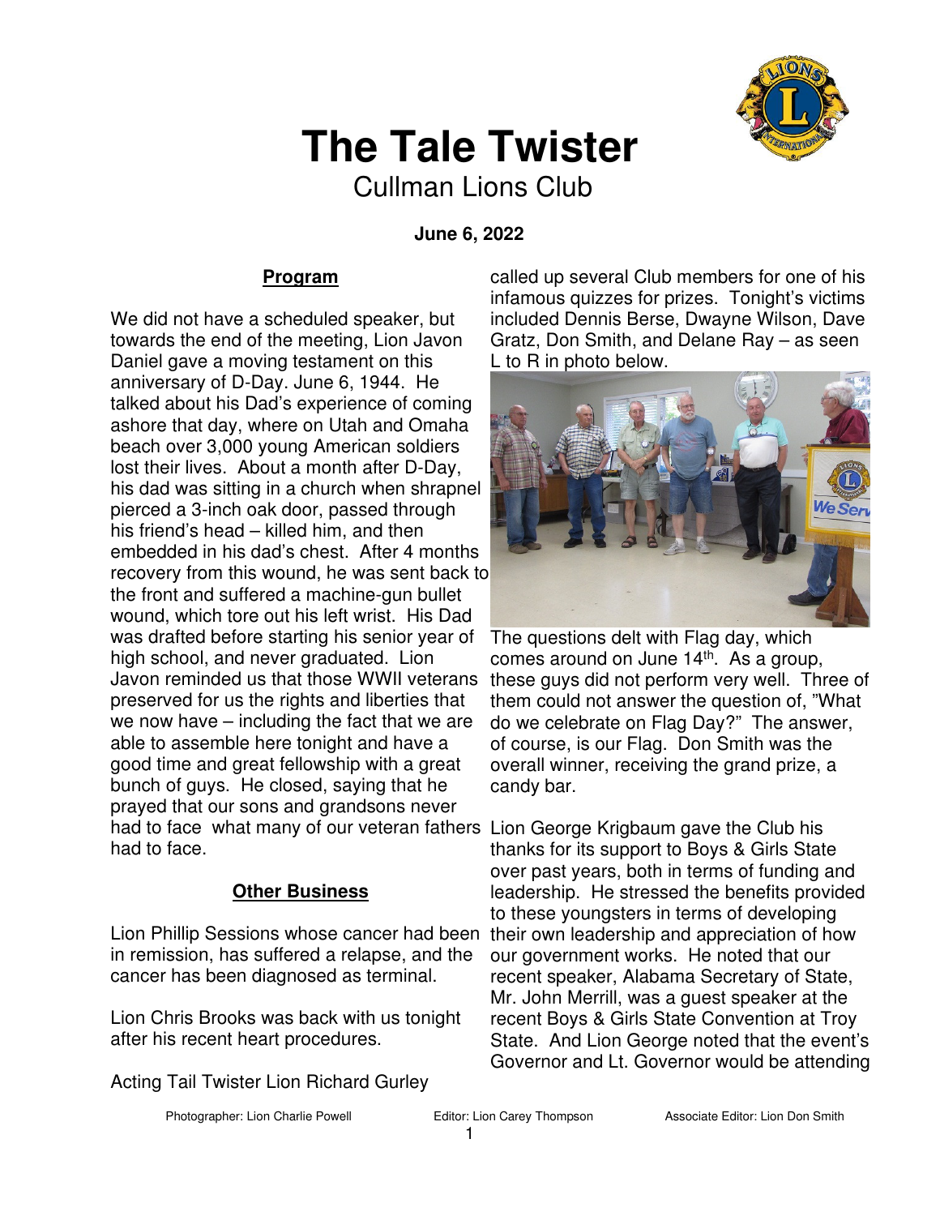# The Tale Twister

Cullman Lions Club

**June 6, 2022**

## Program

We did not have a scheduled speaker, but towards the end of the meeting, Lion Javon Daniel gave a moving testament on this anniversary of D-Day. June 6, 1944. He talked about his Dad's experience of coming ashore that day, where on Utah and Omaha beach over 3,000 young American soldiers lost their lives. About a month after D-Day, his dad was sitting in a church when shrapnel pierced a 3-inch oak door, passed through his friend's head – killed him, and then embedded in his dad's chest. After 4 months recovery from this wound, he was sent back to the front and suffered a machine-gun bullet wound, which tore out his left wrist. His Dad was drafted before starting his senior year of high school, and never graduated. Lion Javon reminded us that those WWII veterans preserved for us the rights and liberties that we now have – including the fact that we are able to assemble here tonight and have a good time and great fellowship with a great bunch of guys. He closed, saying that he prayed that our sons and grandsons never had to face what many of our veteran fathers had to face.

## Other Business

Lion Phillip Sessions whose cancer had been in remission, has suffered a relapse, and the cancer has been diagnosed as terminal.

Lion Chris Brooks was back with us tonight after his recent heart procedures.

Acting Tail Twister Lion Richard Gurley called up several Club members for one of his infamous quizzes for prizes. Tonight's victims included Dennis Berse, Dwayne Wilson, Dave Gratz, Don Smith, and Delane Ray – as seen L to R in photo below.

The questions delt with Flag day, which comes around on June 14th. As a group, these guys did not perform very well. Three of them could not answer the question of, "What do we celebrate on Flag Day?" The answer, of course, is our Flag. Don Smith was the overall winner, receiving the grand prize, a candy bar.

Lion George Krigbaum gave the Club his thanks for its support to Boys & Girls State over past years, both in terms of funding and leadership. He stressed the benefits provided to these youngsters in terms of developing their own leadership and appreciation of how our government works. He noted that our recent speaker, Alabama Secretary of State, Mr. John Merrill, was a guest speaker at the recent Boys & Girls State Convention at Troy State. And Lion George noted that the event's Governor and Lt. Governor would be attending

Photographer: Lion Charlie Powell Editor: Lion Carey Thompson Associate Editor: Lion Don Smith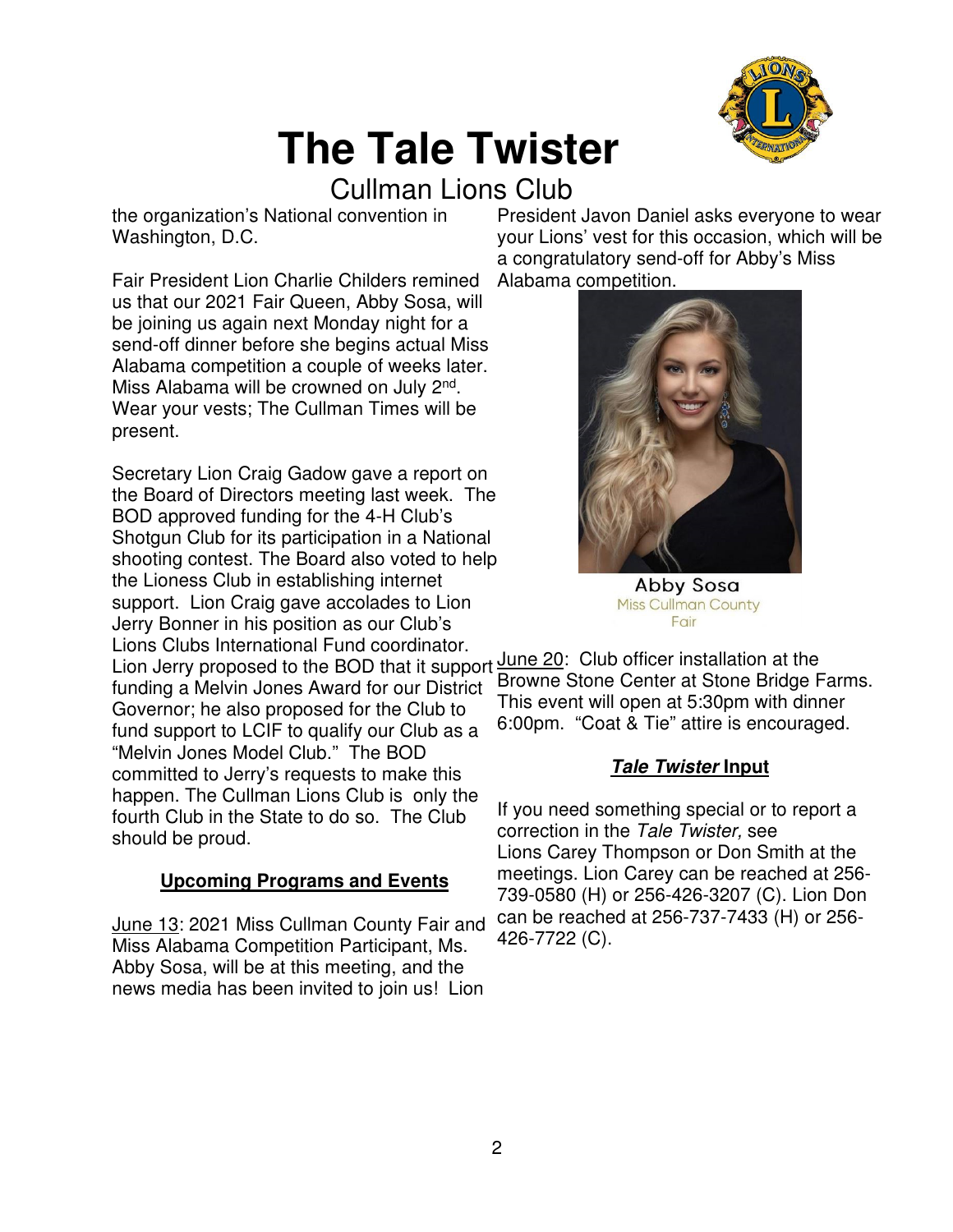# The Tale Twister

Cullman Lions Club

the organization's National convention in Washington, D.C.

Fair President Lion Charlie Childers remined us that our 2021 Fair Queen, Abby Sosa, will be joining us again next Monday night for a send-off dinner before she begins actual Miss Alabama competition a couple of weeks later. Miss Alabama will be crowned on July 2nd. Wear your vests; The Cullman Times will be present.

Secretary Lion Craig Gadow gave a report on the Board of Directors meeting last week. The BOD approved funding for the 4-H Club's Shotgun Club for its participation in a National shooting contest. The Board also voted to help the Lioness Club in establishing internet support. Lion Craig gave accolades to Lion Jerry Bonner in his position as our Club's Lions Clubs International Fund coordinator. Lion Jerry proposed to the BOD that it support funding a Melvin Jones Award for our District Governor; he also proposed for the Club to fund support to LCIF to qualify our Club as a "Melvin Jones Model Club." The BOD committed to Jerry's requests to make this happen. The Cullman Lions Club is only the fourth Club in the State to do so. The Club should be proud.

## Upcoming Programs and Events

June 13: 2021 Miss Cullman County Fair and Miss Alabama Competition Participant, Ms. Abby Sosa, will be at this meeting, and the news media has been invited to join us! Lion President Javon Daniel asks everyone to wear your Lions' vest for this occasion, which will be a congratulatory send-off for Abby's Miss Alabama competition.

Abby Sosa
Miss Cullman County Fair

June 20: Club officer installation at the Browne Stone Center at Stone Bridge Farms. This event will open at 5:30pm with dinner 6:00pm. "Coat & Tie" attire is encouraged.

## *Tale Twister* Input

If you need something special or to report a correction in the *Tale Twister,* see Lions Carey Thompson or Don Smith at the meetings. Lion Carey can be reached at 256-739-0580 (H) or 256-426-3207 (C). Lion Don can be reached at 256-737-7433 (H) or 256-426-7722 (C).